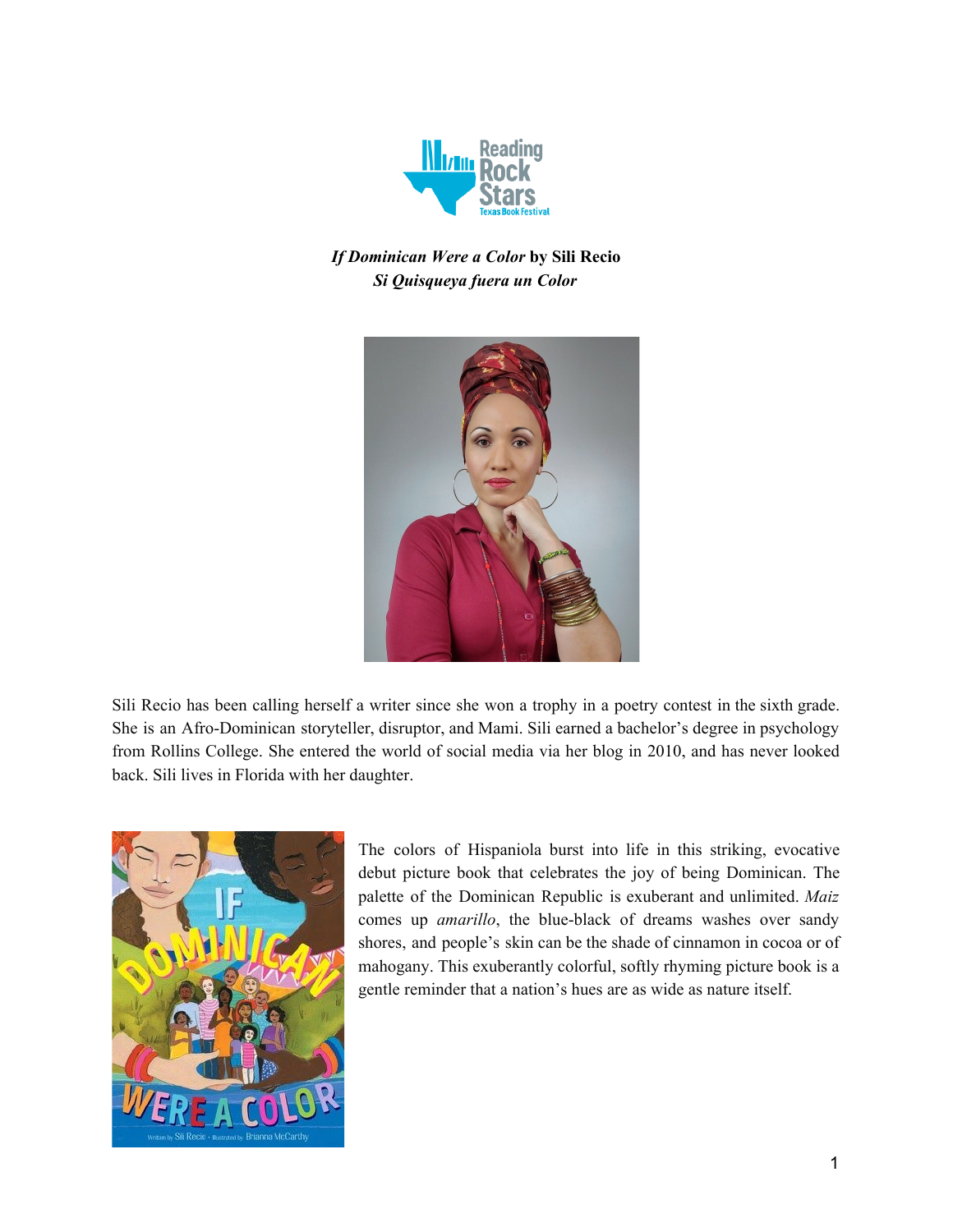*If Dominican Were a Color* **by Sili Recio**
***Si Quisqueya fuera un Color***

Sili Recio has been calling herself a writer since she won a trophy in a poetry contest in the sixth grade. She is an Afro-Dominican storyteller, disruptor, and Mami. Sili earned a bachelor's degree in psychology from Rollins College. She entered the world of social media via her blog in 2010, and has never looked back. Sili lives in Florida with her daughter.

The colors of Hispaniola burst into life in this striking, evocative debut picture book that celebrates the joy of being Dominican. The palette of the Dominican Republic is exuberant and unlimited. *Maiz* comes up *amarillo*, the blue-black of dreams washes over sandy shores, and people's skin can be the shade of cinnamon in cocoa or of mahogany. This exuberantly colorful, softly rhyming picture book is a gentle reminder that a nation's hues are as wide as nature itself.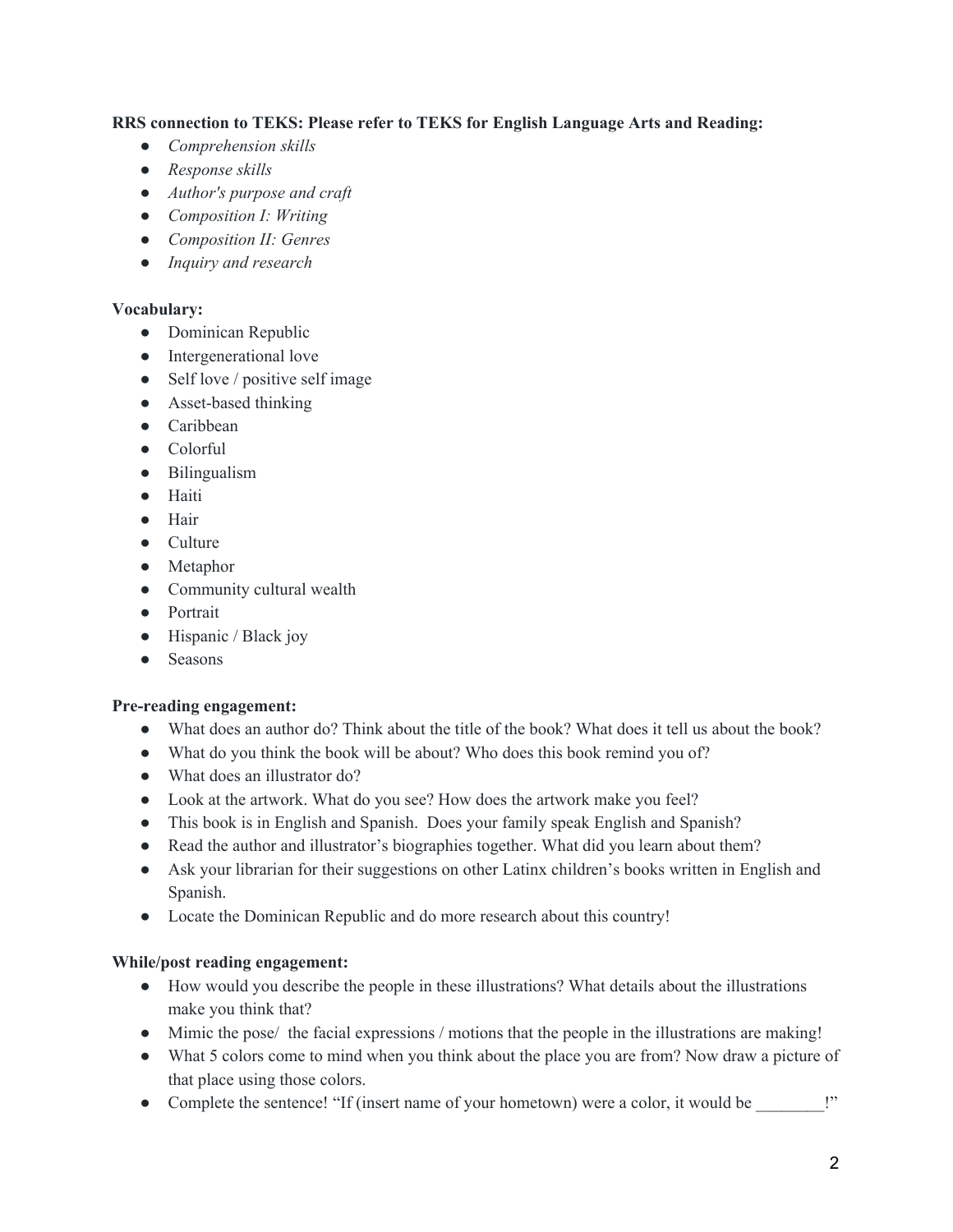**RRS connection to TEKS: Please refer to TEKS for English Language Arts and Reading:**

- *Comprehension skills*
- *Response skills*
- *Author's purpose and craft*
- *Composition I: Writing*
- *Composition II: Genres*
- *Inquiry and research*

**Vocabulary:**

- Dominican Republic
- Intergenerational love
- Self love / positive self image
- Asset-based thinking
- Caribbean
- Colorful
- Bilingualism
- Haiti
- Hair
- Culture
- Metaphor
- Community cultural wealth
- Portrait
- Hispanic / Black joy
- Seasons

**Pre-reading engagement:**

- What does an author do? Think about the title of the book? What does it tell us about the book?
- What do you think the book will be about? Who does this book remind you of?
- What does an illustrator do?
- Look at the artwork. What do you see? How does the artwork make you feel?
- This book is in English and Spanish. Does your family speak English and Spanish?
- Read the author and illustrator's biographies together. What did you learn about them?
- Ask your librarian for their suggestions on other Latinx children's books written in English and Spanish.
- Locate the Dominican Republic and do more research about this country!

**While/post reading engagement:**

- How would you describe the people in these illustrations? What details about the illustrations make you think that?
- Mimic the pose/ the facial expressions / motions that the people in the illustrations are making!
- What 5 colors come to mind when you think about the place you are from? Now draw a picture of that place using those colors.
- Complete the sentence! "If (insert name of your hometown) were a color, it would be ________!"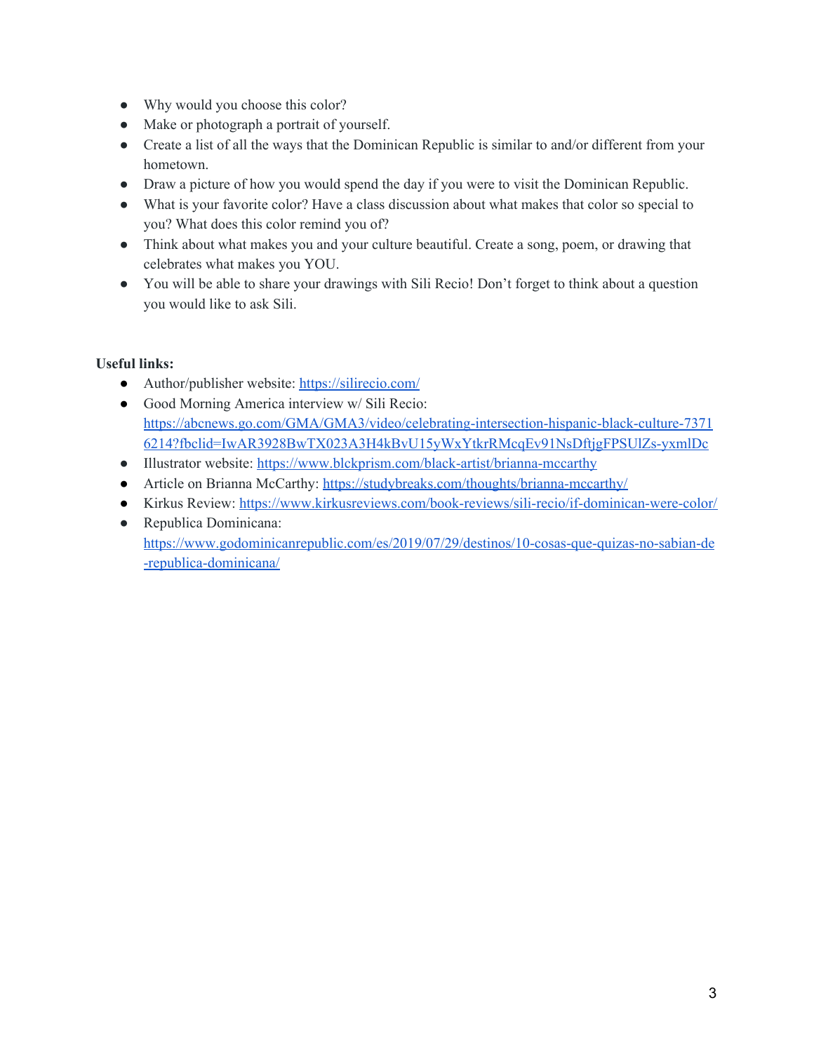- Why would you choose this color?
- Make or photograph a portrait of yourself.
- Create a list of all the ways that the Dominican Republic is similar to and/or different from your hometown.
- Draw a picture of how you would spend the day if you were to visit the Dominican Republic.
- What is your favorite color? Have a class discussion about what makes that color so special to you? What does this color remind you of?
- Think about what makes you and your culture beautiful. Create a song, poem, or drawing that celebrates what makes you YOU.
- You will be able to share your drawings with Sili Recio! Don't forget to think about a question you would like to ask Sili.

**Useful links:**

- Author/publisher website: https://silirecio.com/
- Good Morning America interview w/ Sili Recio: https://abcnews.go.com/GMA/GMA3/video/celebrating-intersection-hispanic-black-culture-73716214?fbclid=IwAR3928BwTX023A3H4kBvU15yWxYtkrRMcqEv91NsDftjgFPSUlZs-yxmlDc
- Illustrator website: https://www.blckprism.com/black-artist/brianna-mccarthy
- Article on Brianna McCarthy: https://studybreaks.com/thoughts/brianna-mccarthy/
- Kirkus Review: https://www.kirkusreviews.com/book-reviews/sili-recio/if-dominican-were-color/
- Republica Dominicana: https://www.godominicanrepublic.com/es/2019/07/29/destinos/10-cosas-que-quizas-no-sabian-de-republica-dominicana/